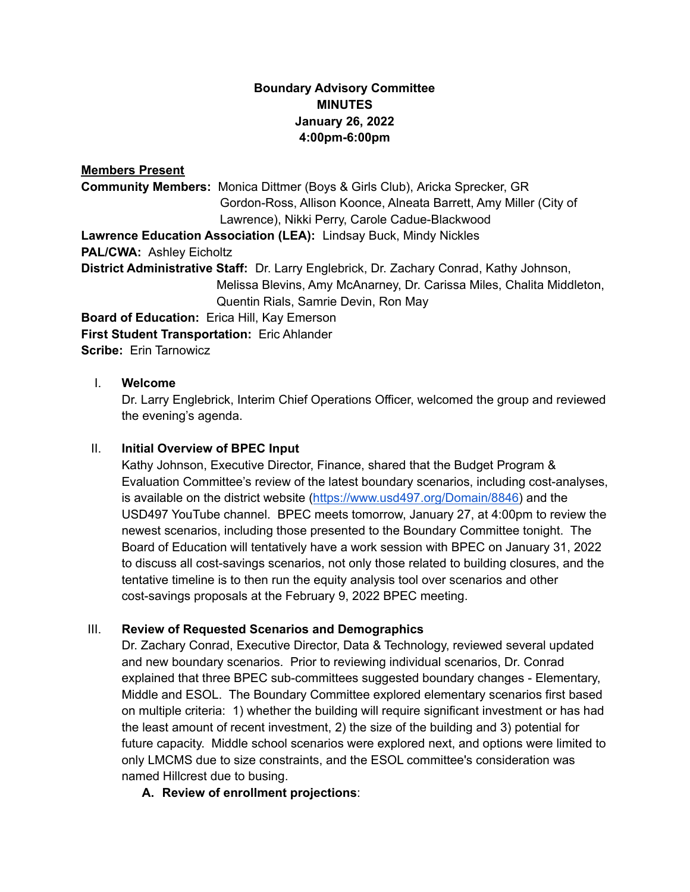**Boundary Advisory Committee**
**MINUTES**
**January 26, 2022**
**4:00pm-6:00pm**

**Members Present**

**Community Members:** Monica Dittmer (Boys & Girls Club), Aricka Sprecker, GR Gordon-Ross, Allison Koonce, Alneata Barrett, Amy Miller (City of Lawrence), Nikki Perry, Carole Cadue-Blackwood

**Lawrence Education Association (LEA):** Lindsay Buck, Mindy Nickles

**PAL/CWA:** Ashley Eicholtz

**District Administrative Staff:** Dr. Larry Englebrick, Dr. Zachary Conrad, Kathy Johnson, Melissa Blevins, Amy McAnarney, Dr. Carissa Miles, Chalita Middleton, Quentin Rials, Samrie Devin, Ron May

**Board of Education:** Erica Hill, Kay Emerson

**First Student Transportation:** Eric Ahlander

**Scribe:** Erin Tarnowicz

I. **Welcome**

Dr. Larry Englebrick, Interim Chief Operations Officer, welcomed the group and reviewed the evening's agenda.

II. **Initial Overview of BPEC Input**

Kathy Johnson, Executive Director, Finance, shared that the Budget Program & Evaluation Committee's review of the latest boundary scenarios, including cost-analyses, is available on the district website (https://www.usd497.org/Domain/8846) and the USD497 YouTube channel. BPEC meets tomorrow, January 27, at 4:00pm to review the newest scenarios, including those presented to the Boundary Committee tonight. The Board of Education will tentatively have a work session with BPEC on January 31, 2022 to discuss all cost-savings scenarios, not only those related to building closures, and the tentative timeline is to then run the equity analysis tool over scenarios and other cost-savings proposals at the February 9, 2022 BPEC meeting.

III. **Review of Requested Scenarios and Demographics**

Dr. Zachary Conrad, Executive Director, Data & Technology, reviewed several updated and new boundary scenarios. Prior to reviewing individual scenarios, Dr. Conrad explained that three BPEC sub-committees suggested boundary changes - Elementary, Middle and ESOL. The Boundary Committee explored elementary scenarios first based on multiple criteria: 1) whether the building will require significant investment or has had the least amount of recent investment, 2) the size of the building and 3) potential for future capacity. Middle school scenarios were explored next, and options were limited to only LMCMS due to size constraints, and the ESOL committee's consideration was named Hillcrest due to busing.

A. **Review of enrollment projections**: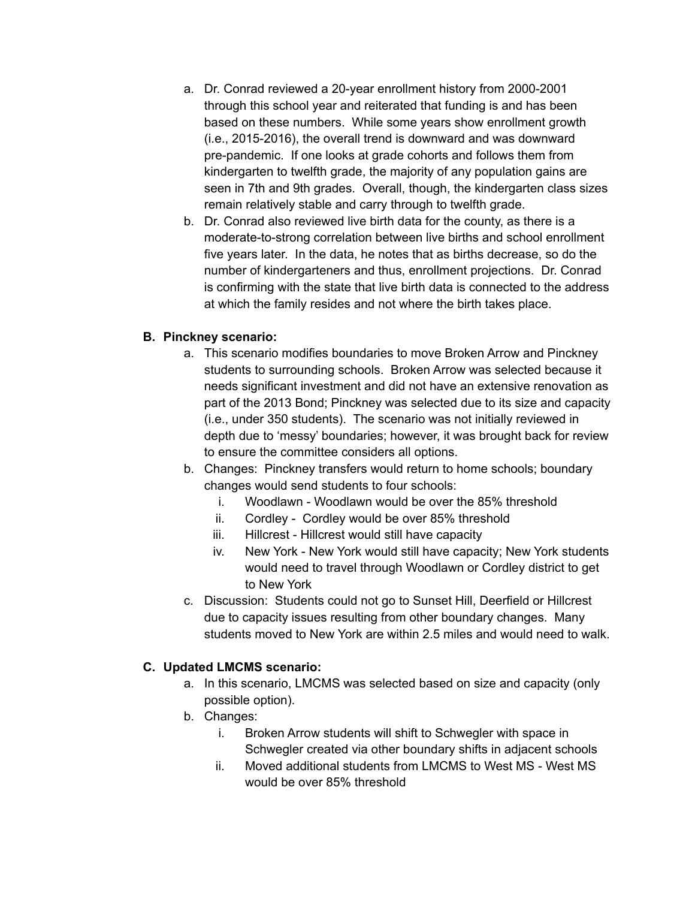a. Dr. Conrad reviewed a 20-year enrollment history from 2000-2001 through this school year and reiterated that funding is and has been based on these numbers. While some years show enrollment growth (i.e., 2015-2016), the overall trend is downward and was downward pre-pandemic. If one looks at grade cohorts and follows them from kindergarten to twelfth grade, the majority of any population gains are seen in 7th and 9th grades. Overall, though, the kindergarten class sizes remain relatively stable and carry through to twelfth grade.

b. Dr. Conrad also reviewed live birth data for the county, as there is a moderate-to-strong correlation between live births and school enrollment five years later. In the data, he notes that as births decrease, so do the number of kindergarteners and thus, enrollment projections. Dr. Conrad is confirming with the state that live birth data is connected to the address at which the family resides and not where the birth takes place.

**B. Pinckney scenario:**

a. This scenario modifies boundaries to move Broken Arrow and Pinckney students to surrounding schools. Broken Arrow was selected because it needs significant investment and did not have an extensive renovation as part of the 2013 Bond; Pinckney was selected due to its size and capacity (i.e., under 350 students). The scenario was not initially reviewed in depth due to 'messy' boundaries; however, it was brought back for review to ensure the committee considers all options.

b. Changes: Pinckney transfers would return to home schools; boundary changes would send students to four schools:
   i. Woodlawn - Woodlawn would be over the 85% threshold
   ii. Cordley - Cordley would be over 85% threshold
   iii. Hillcrest - Hillcrest would still have capacity
   iv. New York - New York would still have capacity; New York students would need to travel through Woodlawn or Cordley district to get to New York

c. Discussion: Students could not go to Sunset Hill, Deerfield or Hillcrest due to capacity issues resulting from other boundary changes. Many students moved to New York are within 2.5 miles and would need to walk.

**C. Updated LMCMS scenario:**

a. In this scenario, LMCMS was selected based on size and capacity (only possible option).

b. Changes:
   i. Broken Arrow students will shift to Schwegler with space in Schwegler created via other boundary shifts in adjacent schools
   ii. Moved additional students from LMCMS to West MS - West MS would be over 85% threshold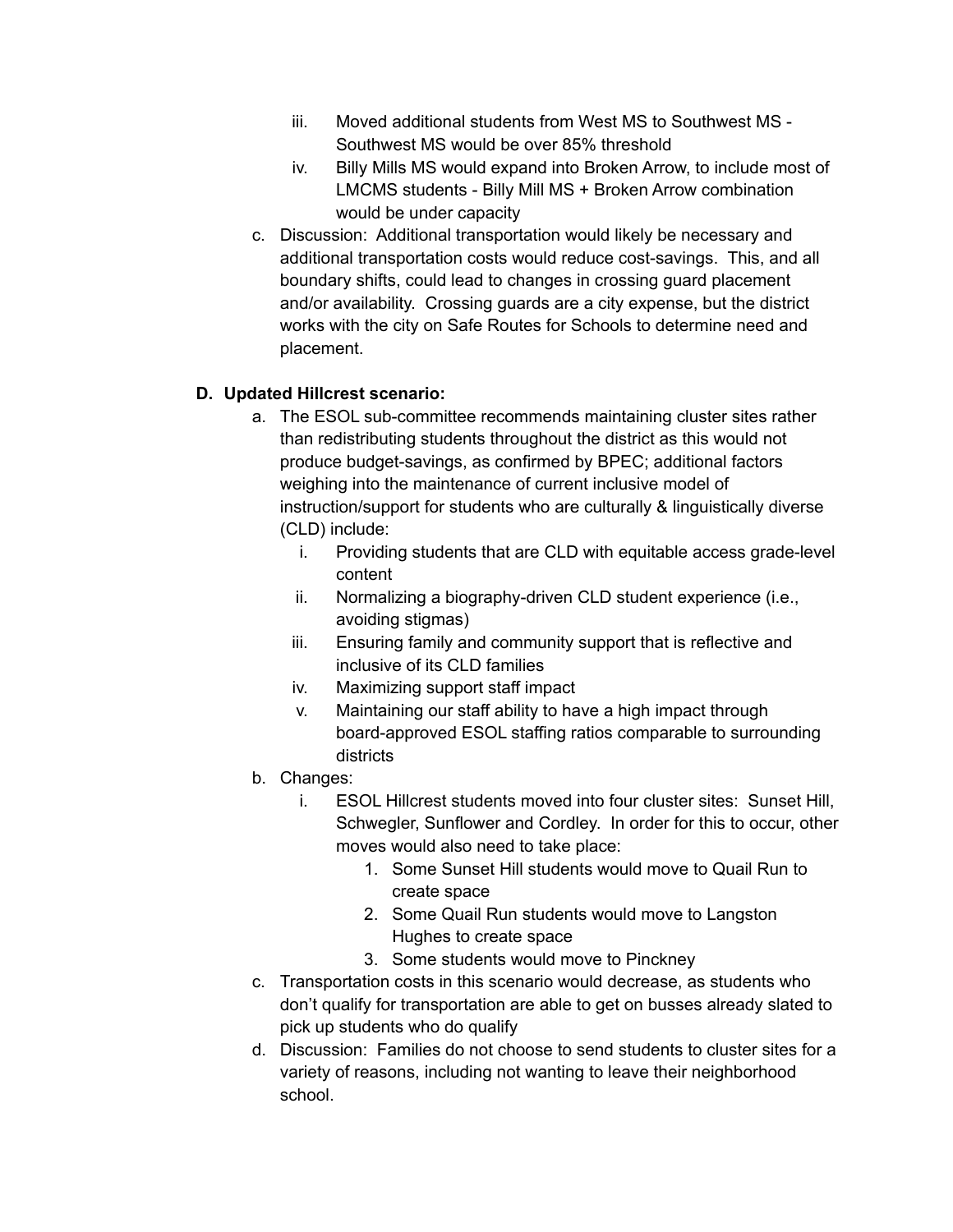iii. Moved additional students from West MS to Southwest MS - Southwest MS would be over 85% threshold
    iv. Billy Mills MS would expand into Broken Arrow, to include most of LMCMS students - Billy Mill MS + Broken Arrow combination would be under capacity

c. Discussion: Additional transportation would likely be necessary and additional transportation costs would reduce cost-savings. This, and all boundary shifts, could lead to changes in crossing guard placement and/or availability. Crossing guards are a city expense, but the district works with the city on Safe Routes for Schools to determine need and placement.

**D. Updated Hillcrest scenario:**

a. The ESOL sub-committee recommends maintaining cluster sites rather than redistributing students throughout the district as this would not produce budget-savings, as confirmed by BPEC; additional factors weighing into the maintenance of current inclusive model of instruction/support for students who are culturally & linguistically diverse (CLD) include:
    i. Providing students that are CLD with equitable access grade-level content
    ii. Normalizing a biography-driven CLD student experience (i.e., avoiding stigmas)
    iii. Ensuring family and community support that is reflective and inclusive of its CLD families
    iv. Maximizing support staff impact
    v. Maintaining our staff ability to have a high impact through board-approved ESOL staffing ratios comparable to surrounding districts

b. Changes:
    i. ESOL Hillcrest students moved into four cluster sites: Sunset Hill, Schwegler, Sunflower and Cordley. In order for this to occur, other moves would also need to take place:
        1. Some Sunset Hill students would move to Quail Run to create space
        2. Some Quail Run students would move to Langston Hughes to create space
        3. Some students would move to Pinckney

c. Transportation costs in this scenario would decrease, as students who don't qualify for transportation are able to get on busses already slated to pick up students who do qualify

d. Discussion: Families do not choose to send students to cluster sites for a variety of reasons, including not wanting to leave their neighborhood school.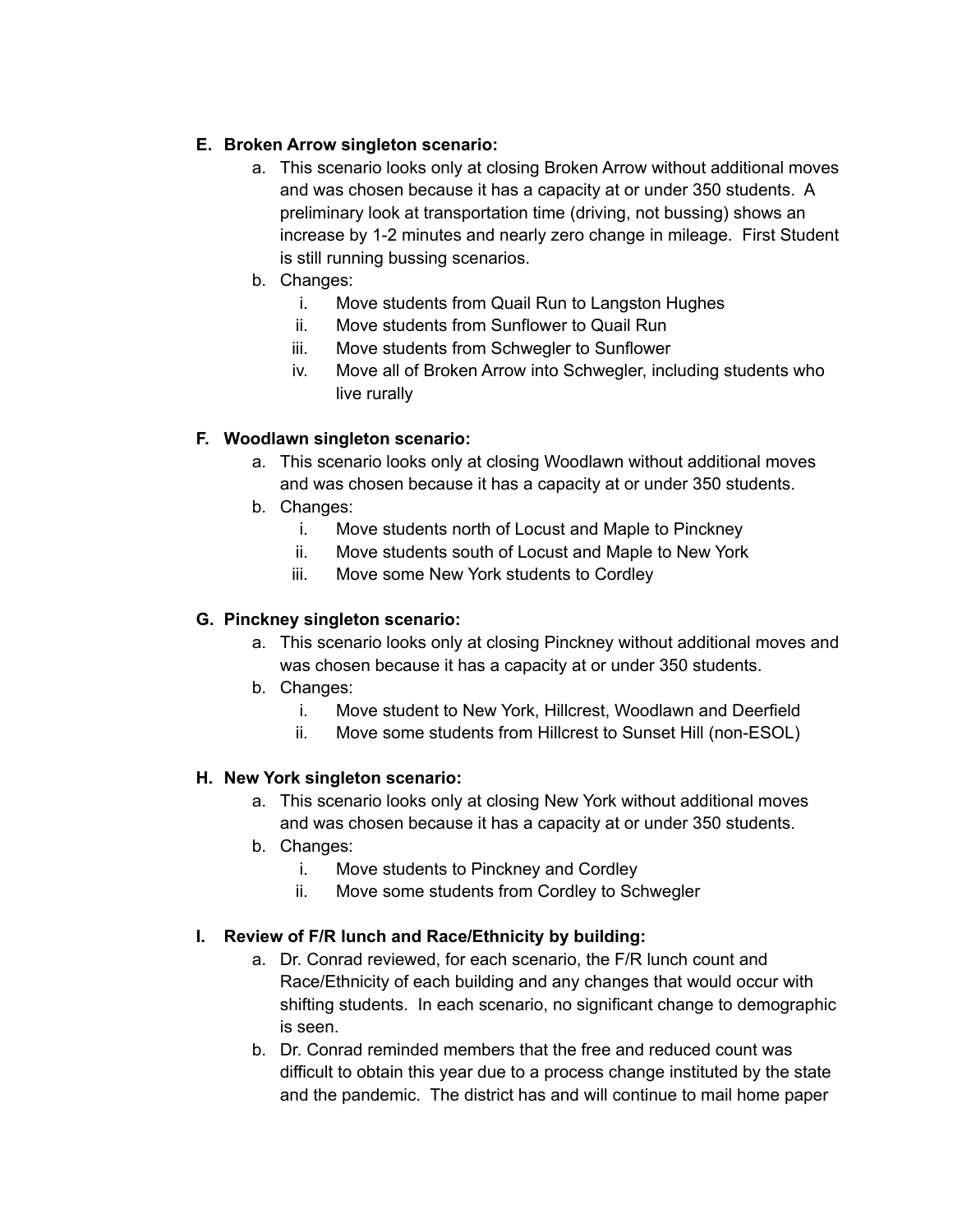E. **Broken Arrow singleton scenario:**
    a. This scenario looks only at closing Broken Arrow without additional moves and was chosen because it has a capacity at or under 350 students. A preliminary look at transportation time (driving, not bussing) shows an increase by 1-2 minutes and nearly zero change in mileage. First Student is still running bussing scenarios.
    b. Changes:
        i. Move students from Quail Run to Langston Hughes
        ii. Move students from Sunflower to Quail Run
        iii. Move students from Schwegler to Sunflower
        iv. Move all of Broken Arrow into Schwegler, including students who live rurally

F. **Woodlawn singleton scenario:**
    a. This scenario looks only at closing Woodlawn without additional moves and was chosen because it has a capacity at or under 350 students.
    b. Changes:
        i. Move students north of Locust and Maple to Pinckney
        ii. Move students south of Locust and Maple to New York
        iii. Move some New York students to Cordley

G. **Pinckney singleton scenario:**
    a. This scenario looks only at closing Pinckney without additional moves and was chosen because it has a capacity at or under 350 students.
    b. Changes:
        i. Move student to New York, Hillcrest, Woodlawn and Deerfield
        ii. Move some students from Hillcrest to Sunset Hill (non-ESOL)

H. **New York singleton scenario:**
    a. This scenario looks only at closing New York without additional moves and was chosen because it has a capacity at or under 350 students.
    b. Changes:
        i. Move students to Pinckney and Cordley
        ii. Move some students from Cordley to Schwegler

I. **Review of F/R lunch and Race/Ethnicity by building:**
    a. Dr. Conrad reviewed, for each scenario, the F/R lunch count and Race/Ethnicity of each building and any changes that would occur with shifting students. In each scenario, no significant change to demographic is seen.
    b. Dr. Conrad reminded members that the free and reduced count was difficult to obtain this year due to a process change instituted by the state and the pandemic. The district has and will continue to mail home paper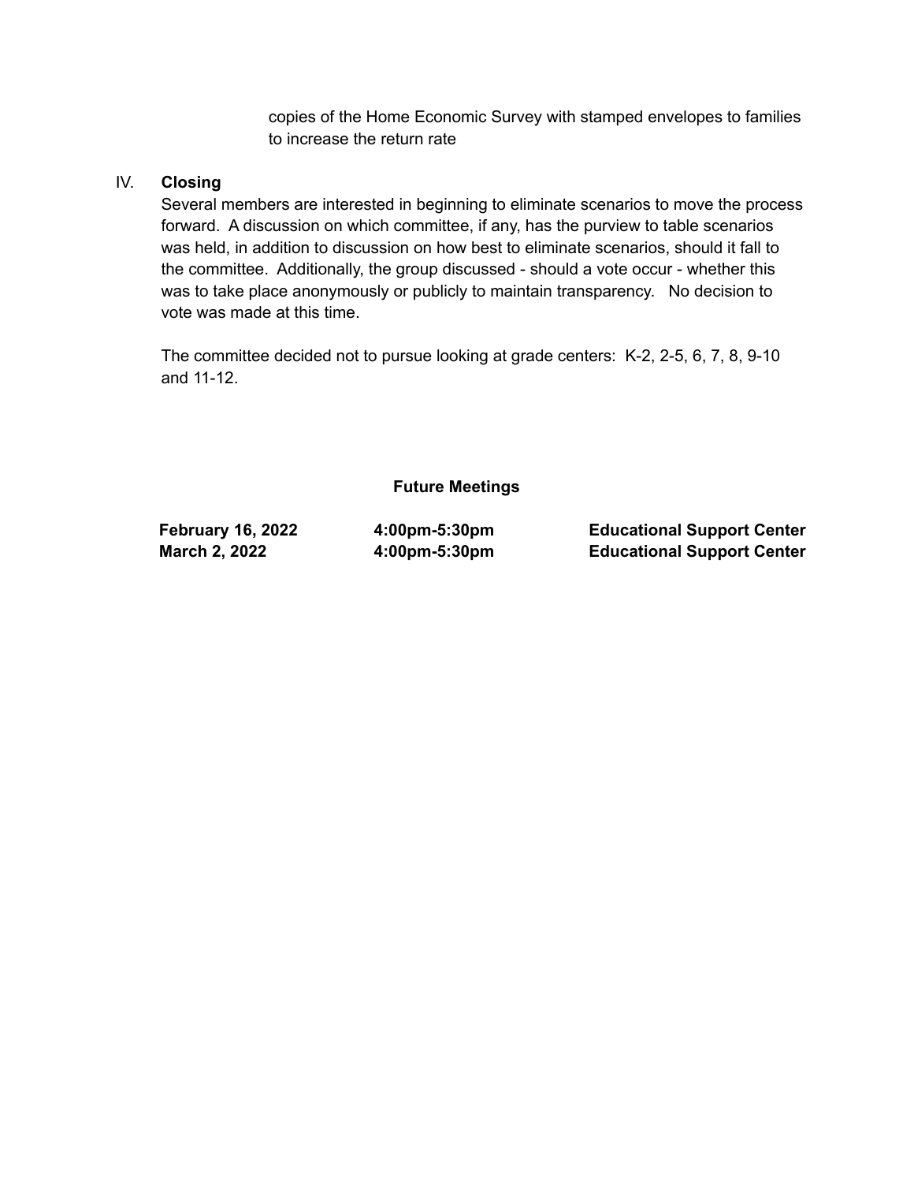copies of the Home Economic Survey with stamped envelopes to families to increase the return rate

IV. **Closing**

Several members are interested in beginning to eliminate scenarios to move the process forward. A discussion on which committee, if any, has the purview to table scenarios was held, in addition to discussion on how best to eliminate scenarios, should it fall to the committee. Additionally, the group discussed - should a vote occur - whether this was to take place anonymously or publicly to maintain transparency. No decision to vote was made at this time.

The committee decided not to pursue looking at grade centers: K-2, 2-5, 6, 7, 8, 9-10 and 11-12.

**Future Meetings**

| | | |
|---|---|---|
| **February 16, 2022** | **4:00pm-5:30pm** | **Educational Support Center** |
| **March 2, 2022** | **4:00pm-5:30pm** | **Educational Support Center** |